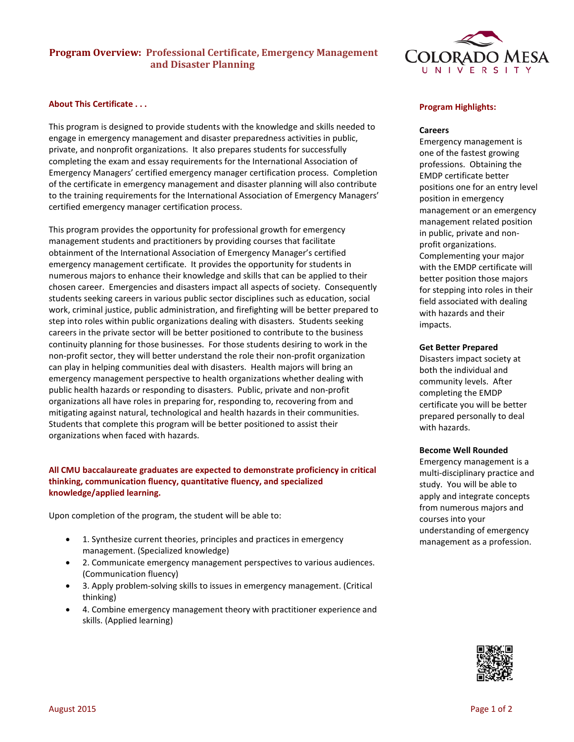# Program Overview: Professional Certificate, Emergency Management and Disaster Planning

## About This Certificate . . .

This program is designed to provide students with the knowledge and skills needed to engage in emergency management and disaster preparedness activities in public, private, and nonprofit organizations. It also prepares students for successfully completing the exam and essay requirements for the International Association of Emergency Managers' certified emergency manager certification process. Completion of the certificate in emergency management and disaster planning will also contribute to the training requirements for the International Association of Emergency Managers' certified emergency manager certification process.

This program provides the opportunity for professional growth for emergency management students and practitioners by providing courses that facilitate obtainment of the International Association of Emergency Manager's certified emergency management certificate. It provides the opportunity for students in numerous majors to enhance their knowledge and skills that can be applied to their chosen career. Emergencies and disasters impact all aspects of society. Consequently students seeking careers in various public sector disciplines such as education, social work, criminal justice, public administration, and firefighting will be better prepared to step into roles within public organizations dealing with disasters. Students seeking careers in the private sector will be better positioned to contribute to the business continuity planning for those businesses. For those students desiring to work in the non-profit sector, they will better understand the role their non-profit organization can play in helping communities deal with disasters. Health majors will bring an emergency management perspective to health organizations whether dealing with public health hazards or responding to disasters. Public, private and non-profit organizations all have roles in preparing for, responding to, recovering from and mitigating against natural, technological and health hazards in their communities. Students that complete this program will be better positioned to assist their organizations when faced with hazards.

**All CMU baccalaureate graduates are expected to demonstrate proficiency in critical thinking, communication fluency, quantitative fluency, and specialized knowledge/applied learning.**

Upon completion of the program, the student will be able to:

- 1. Synthesize current theories, principles and practices in emergency management. (Specialized knowledge)
- 2. Communicate emergency management perspectives to various audiences. (Communication fluency)
- 3. Apply problem-solving skills to issues in emergency management. (Critical thinking)
- 4. Combine emergency management theory with practitioner experience and skills. (Applied learning)

## Program Highlights:

**Careers**

Emergency management is one of the fastest growing professions. Obtaining the EMDP certificate better positions one for an entry level position in emergency management or an emergency management related position in public, private and non-profit organizations. Complementing your major with the EMDP certificate will better position those majors for stepping into roles in their field associated with dealing with hazards and their impacts.

**Get Better Prepared**

Disasters impact society at both the individual and community levels. After completing the EMDP certificate you will be better prepared personally to deal with hazards.

**Become Well Rounded**

Emergency management is a multi-disciplinary practice and study. You will be able to apply and integrate concepts from numerous majors and courses into your understanding of emergency management as a profession.

August 2015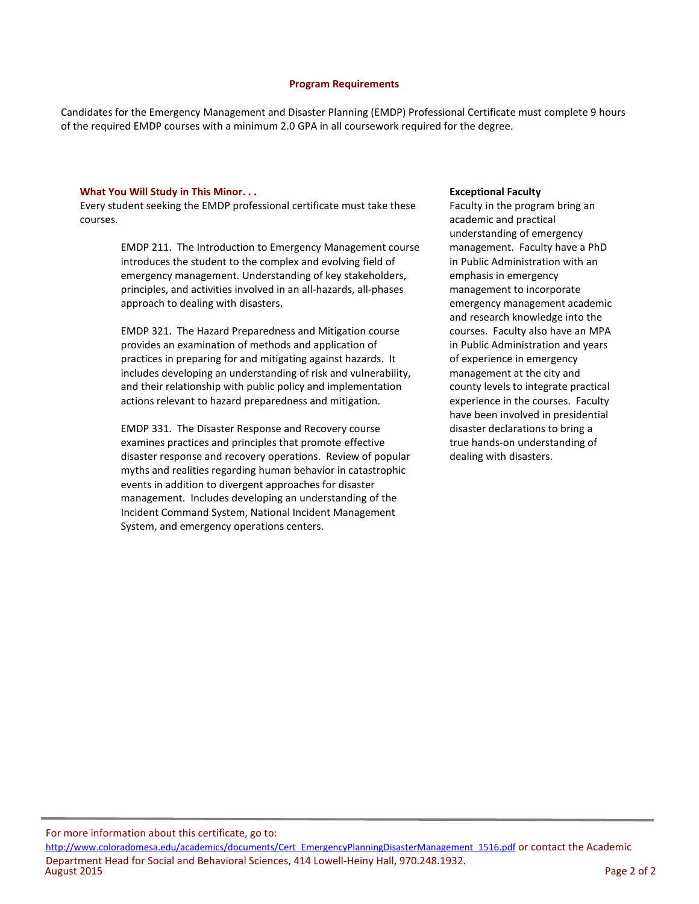## Program Requirements

Candidates for the Emergency Management and Disaster Planning (EMDP) Professional Certificate must complete 9 hours of the required EMDP courses with a minimum 2.0 GPA in all coursework required for the degree.

### What You Will Study in This Minor. . .

Every student seeking the EMDP professional certificate must take these courses.

EMDP 211. The Introduction to Emergency Management course introduces the student to the complex and evolving field of emergency management. Understanding of key stakeholders, principles, and activities involved in an all-hazards, all-phases approach to dealing with disasters.

EMDP 321. The Hazard Preparedness and Mitigation course provides an examination of methods and application of practices in preparing for and mitigating against hazards. It includes developing an understanding of risk and vulnerability, and their relationship with public policy and implementation actions relevant to hazard preparedness and mitigation.

EMDP 331. The Disaster Response and Recovery course examines practices and principles that promote effective disaster response and recovery operations. Review of popular myths and realities regarding human behavior in catastrophic events in addition to divergent approaches for disaster management. Includes developing an understanding of the Incident Command System, National Incident Management System, and emergency operations centers.

### Exceptional Faculty

Faculty in the program bring an academic and practical understanding of emergency management. Faculty have a PhD in Public Administration with an emphasis in emergency management to incorporate emergency management academic and research knowledge into the courses. Faculty also have an MPA in Public Administration and years of experience in emergency management at the city and county levels to integrate practical experience in the courses. Faculty have been involved in presidential disaster declarations to bring a true hands-on understanding of dealing with disasters.

For more information about this certificate, go to:
http://www.coloradomesa.edu/academics/documents/Cert_EmergencyPlanningDisasterManagement_1516.pdf or contact the Academic Department Head for Social and Behavioral Sciences, 414 Lowell-Heiny Hall, 970.248.1932.

August 2015